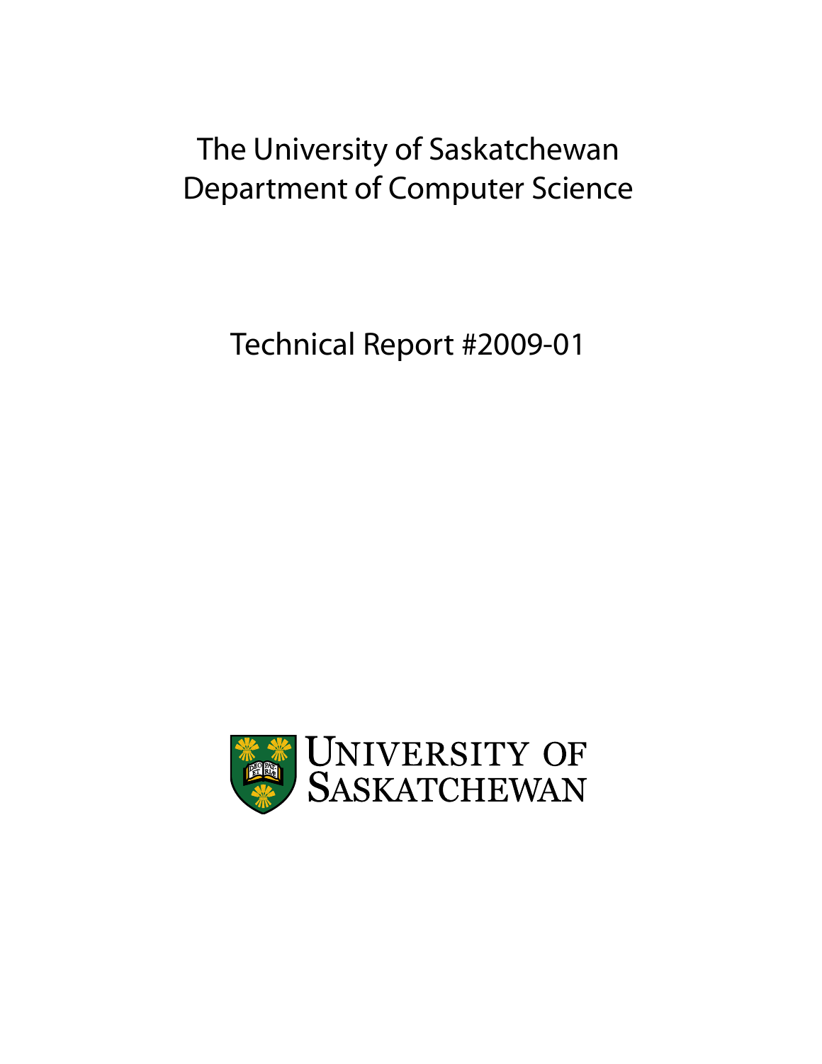The University of Saskatchewan
Department of Computer Science

Technical Report #2009-01

UNIVERSITY OF
SASKATCHEWAN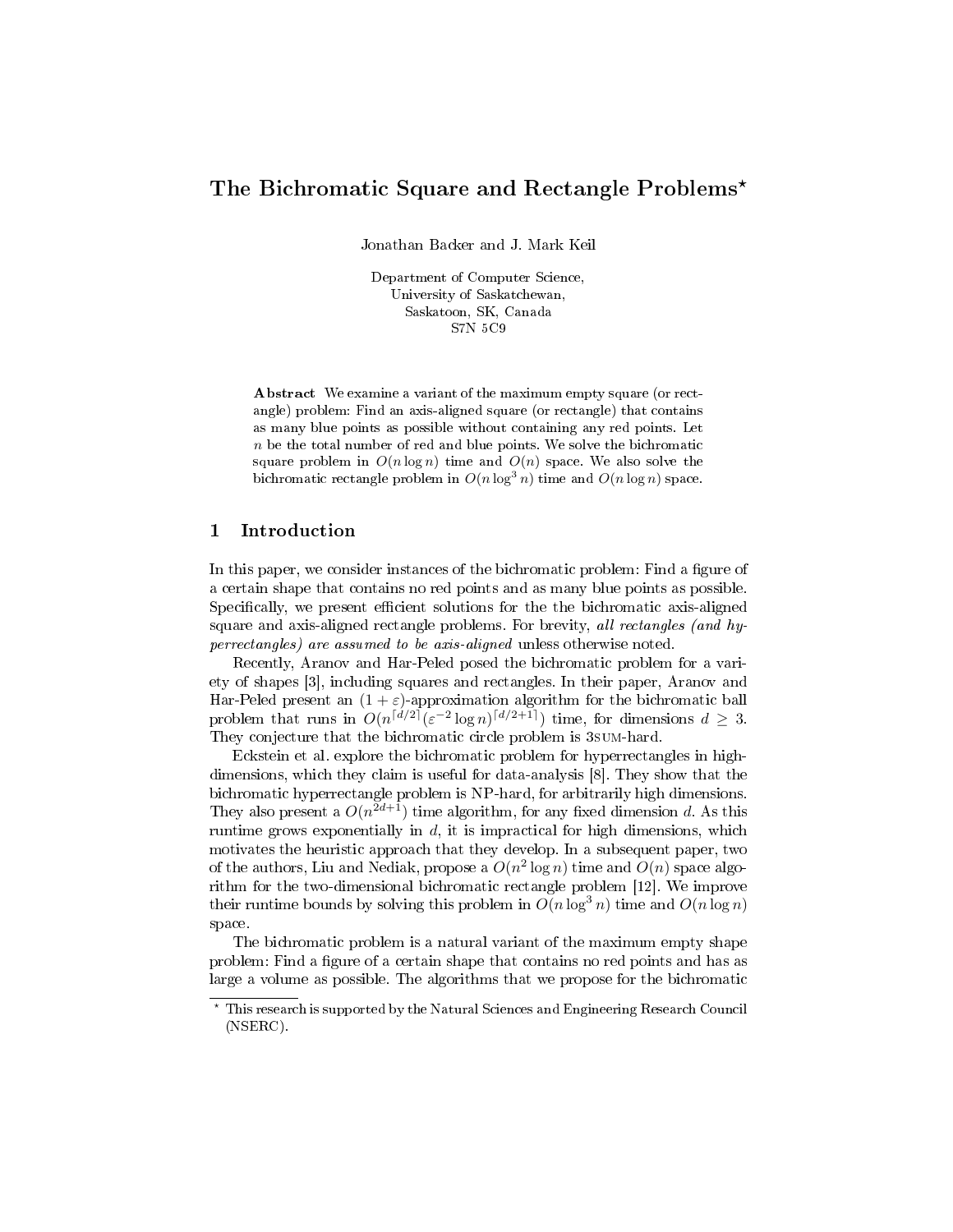# The Bichromatic Square and Rectangle Problems*

Jonathan Backer and J. Mark Keil

Department of Computer Science,
University of Saskatchewan,
Saskatoon, SK, Canada
S7N 5C9

**Abstract** We examine a variant of the maximum empty square (or rectangle) problem: Find an axis-aligned square (or rectangle) that contains as many blue points as possible without containing any red points. Let $n$ be the total number of red and blue points. We solve the bichromatic square problem in $O(n \log n)$ time and $O(n)$ space. We also solve the bichromatic rectangle problem in $O(n \log^3 n)$ time and $O(n \log n)$ space.

## 1 Introduction

In this paper, we consider instances of the bichromatic problem: Find a figure of a certain shape that contains no red points and as many blue points as possible. Specifically, we present efficient solutions for the the bichromatic axis-aligned square and axis-aligned rectangle problems. For brevity, *all rectangles (and hyperrectangles) are assumed to be axis-aligned* unless otherwise noted.

Recently, Aranov and Har-Peled posed the bichromatic problem for a variety of shapes [3], including squares and rectangles. In their paper, Aranov and Har-Peled present an $(1+\varepsilon)$-approximation algorithm for the bichromatic ball problem that runs in $O(n^{\lceil d/2 \rceil}(\varepsilon^{-2} \log n)^{\lceil d/2+1 \rceil})$ time, for dimensions $d \geq 3$. They conjecture that the bichromatic circle problem is 3SUM-hard.

Eckstein et al. explore the bichromatic problem for hyperrectangles in high-dimensions, which they claim is useful for data-analysis [8]. They show that the bichromatic hyperrectangle problem is NP-hard, for arbitrarily high dimensions. They also present a $O(n^{2d+1})$ time algorithm, for any fixed dimension $d$. As this runtime grows exponentially in $d$, it is impractical for high dimensions, which motivates the heuristic approach that they develop. In a subsequent paper, two of the authors, Liu and Nediak, propose a $O(n^2 \log n)$ time and $O(n)$ space algorithm for the two-dimensional bichromatic rectangle problem [12]. We improve their runtime bounds by solving this problem in $O(n \log^3 n)$ time and $O(n \log n)$ space.

The bichromatic problem is a natural variant of the maximum empty shape problem: Find a figure of a certain shape that contains no red points and has as large a volume as possible. The algorithms that we propose for the bichromatic

---

* This research is supported by the Natural Sciences and Engineering Research Council (NSERC).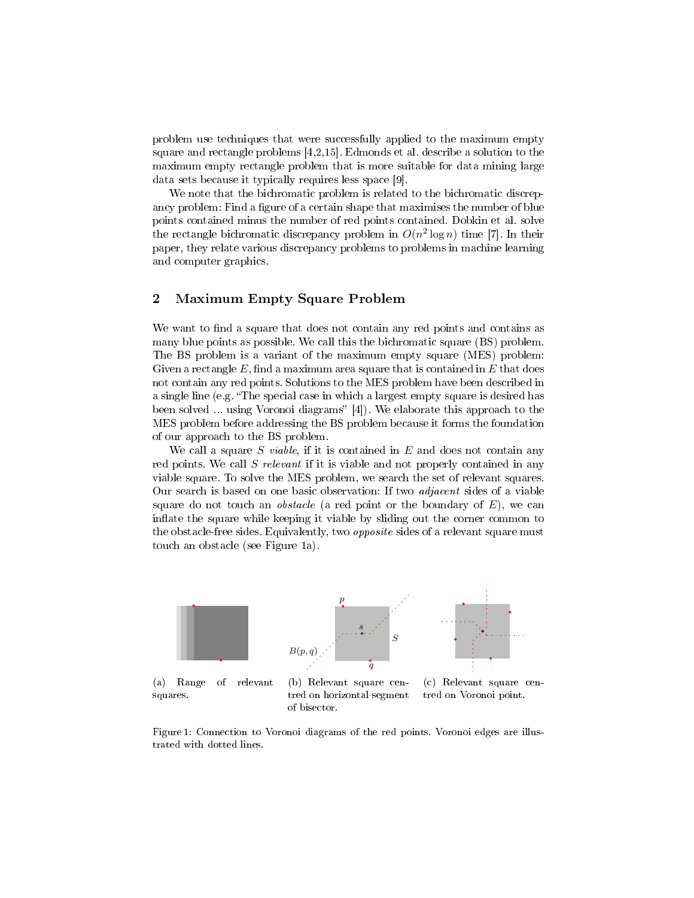problem use techniques that were successfully applied to the maximum empty square and rectangle problems [4,2,15]. Edmonds et al. describe a solution to the maximum empty rectangle problem that is more suitable for data mining large data sets because it typically requires less space [9].

We note that the bichromatic problem is related to the bichromatic discrepancy problem: Find a figure of a certain shape that maximises the number of blue points contained minus the number of red points contained. Dobkin et al. solve the rectangle bichromatic discrepancy problem in $O(n^2 \log n)$ time [7]. In their paper, they relate various discrepancy problems to problems in machine learning and computer graphics.

## 2 Maximum Empty Square Problem

We want to find a square that does not contain any red points and contains as many blue points as possible. We call this the bichromatic square (BS) problem. The BS problem is a variant of the maximum empty square (MES) problem: Given a rectangle $E$, find a maximum area square that is contained in $E$ that does not contain any red points. Solutions to the MES problem have been described in a single line (e.g. "The special case in which a largest empty square is desired has been solved ... using Voronoi diagrams" [4]). We elaborate this approach to the MES problem before addressing the BS problem because it forms the foundation of our approach to the BS problem.

We call a square $S$ *viable*, if it is contained in $E$ and does not contain any red points. We call $S$ *relevant* if it is viable and not properly contained in any viable square. To solve the MES problem, we search the set of relevant squares. Our search is based on one basic observation: If two *adjacent* sides of a viable square do not touch an *obstacle* (a red point or the boundary of $E$), we can inflate the square while keeping it viable by sliding out the corner common to the obstacle-free sides. Equivalently, two *opposite* sides of a relevant square must touch an obstacle (see Figure 1a).

p

s

S

B(p, q)

q

(a) Range of relevant squares.

(b) Relevant square centred on horizontal segment of bisector.

(c) Relevant square centred on Voronoi point.

Figure 1: Connection to Voronoi diagrams of the red points. Voronoi edges are illustrated with dotted lines.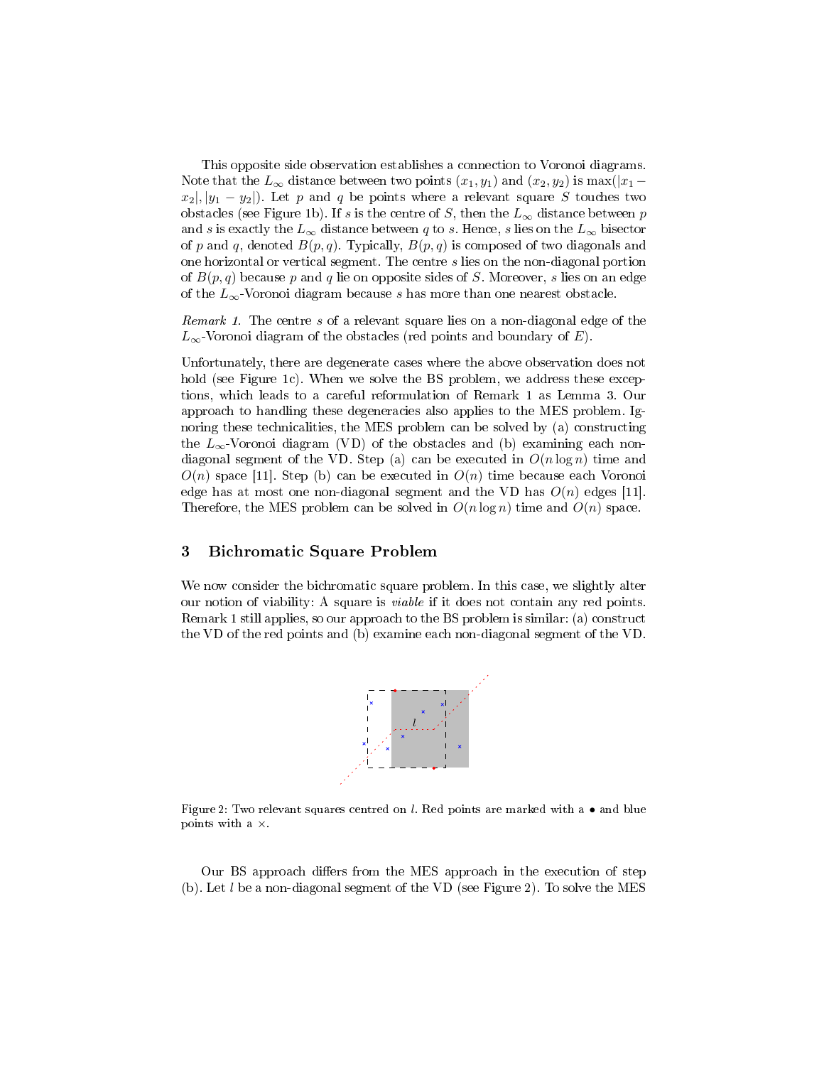This opposite side observation establishes a connection to Voronoi diagrams. Note that the $L_\infty$ distance between two points $(x_1, y_1)$ and $(x_2, y_2)$ is $\max(|x_1 - x_2|, |y_1 - y_2|)$. Let $p$ and $q$ be points where a relevant square $S$ touches two obstacles (see Figure 1b). If $s$ is the centre of $S$, then the $L_\infty$ distance between $p$ and $s$ is exactly the $L_\infty$ distance between $q$ to $s$. Hence, $s$ lies on the $L_\infty$ bisector of $p$ and $q$, denoted $B(p, q)$. Typically, $B(p, q)$ is composed of two diagonals and one horizontal or vertical segment. The centre $s$ lies on the non-diagonal portion of $B(p, q)$ because $p$ and $q$ lie on opposite sides of $S$. Moreover, $s$ lies on an edge of the $L_\infty$-Voronoi diagram because $s$ has more than one nearest obstacle.

*Remark 1.* The centre $s$ of a relevant square lies on a non-diagonal edge of the $L_\infty$-Voronoi diagram of the obstacles (red points and boundary of $E$).

Unfortunately, there are degenerate cases where the above observation does not hold (see Figure 1c). When we solve the BS problem, we address these exceptions, which leads to a careful reformulation of Remark 1 as Lemma 3. Our approach to handling these degeneracies also applies to the MES problem. Ignoring these technicalities, the MES problem can be solved by (a) constructing the $L_\infty$-Voronoi diagram (VD) of the obstacles and (b) examining each non-diagonal segment of the VD. Step (a) can be executed in $O(n \log n)$ time and $O(n)$ space [11]. Step (b) can be executed in $O(n)$ time because each Voronoi edge has at most one non-diagonal segment and the VD has $O(n)$ edges [11]. Therefore, the MES problem can be solved in $O(n \log n)$ time and $O(n)$ space.

## 3 Bichromatic Square Problem

We now consider the bichromatic square problem. In this case, we slightly alter our notion of viability: A square is *viable* if it does not contain any red points. Remark 1 still applies, so our approach to the BS problem is similar: (a) construct the VD of the red points and (b) examine each non-diagonal segment of the VD.

Figure 2: Two relevant squares centred on $l$. Red points are marked with a $\bullet$ and blue points with a $\times$.

Our BS approach differs from the MES approach in the execution of step (b). Let $l$ be a non-diagonal segment of the VD (see Figure 2). To solve the MES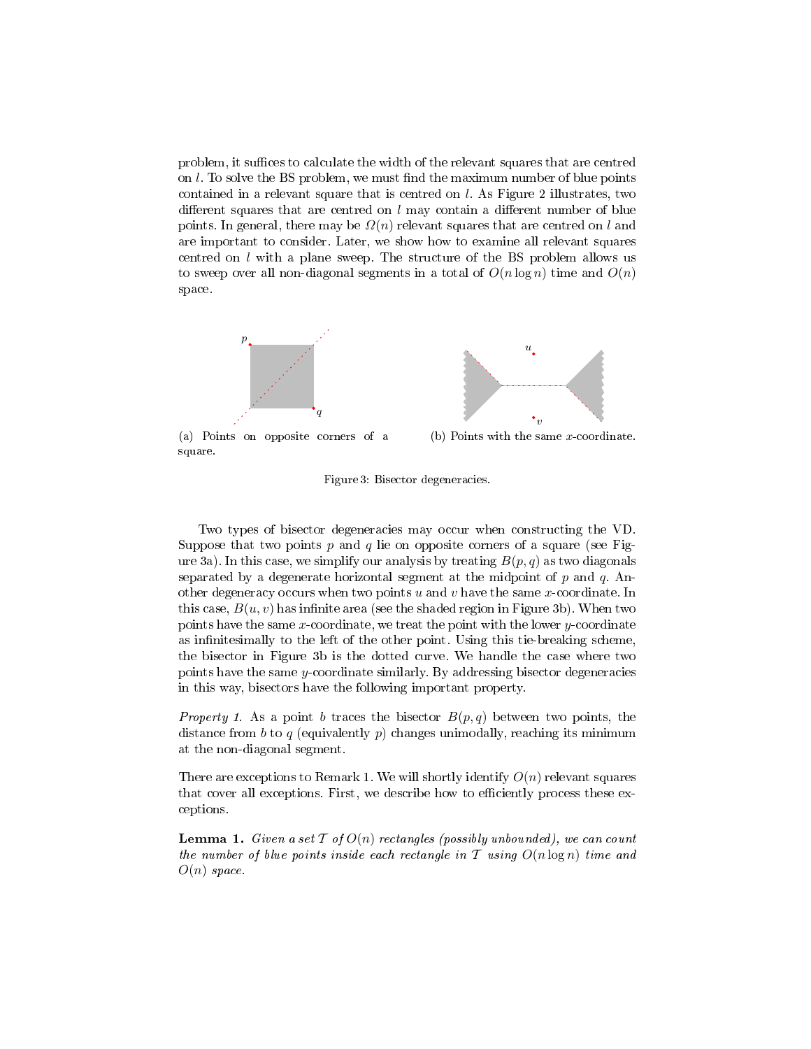problem, it suffices to calculate the width of the relevant squares that are centred on $l$. To solve the BS problem, we must find the maximum number of blue points contained in a relevant square that is centred on $l$. As Figure 2 illustrates, two different squares that are centred on $l$ may contain a different number of blue points. In general, there may be $\Omega(n)$ relevant squares that are centred on $l$ and are important to consider. Later, we show how to examine all relevant squares centred on $l$ with a plane sweep. The structure of the BS problem allows us to sweep over all non-diagonal segments in a total of $O(n \log n)$ time and $O(n)$ space.

$p$

$q$

(a) Points on opposite corners of a square.

$u$

$v$

(b) Points with the same $x$-coordinate.

Figure 3: Bisector degeneracies.

Two types of bisector degeneracies may occur when constructing the VD. Suppose that two points $p$ and $q$ lie on opposite corners of a square (see Figure 3a). In this case, we simplify our analysis by treating $B(p, q)$ as two diagonals separated by a degenerate horizontal segment at the midpoint of $p$ and $q$. Another degeneracy occurs when two points $u$ and $v$ have the same $x$-coordinate. In this case, $B(u, v)$ has infinite area (see the shaded region in Figure 3b). When two points have the same $x$-coordinate, we treat the point with the lower $y$-coordinate as infinitesimally to the left of the other point. Using this tie-breaking scheme, the bisector in Figure 3b is the dotted curve. We handle the case where two points have the same $y$-coordinate similarly. By addressing bisector degeneracies in this way, bisectors have the following important property.

*Property 1.* As a point $b$ traces the bisector $B(p, q)$ between two points, the distance from $b$ to $q$ (equivalently $p$) changes unimodally, reaching its minimum at the non-diagonal segment.

There are exceptions to Remark 1. We will shortly identify $O(n)$ relevant squares that cover all exceptions. First, we describe how to efficiently process these exceptions.

**Lemma 1.** *Given a set $\mathcal{T}$ of $O(n)$ rectangles (possibly unbounded), we can count the number of blue points inside each rectangle in $\mathcal{T}$ using $O(n \log n)$ time and $O(n)$ space.*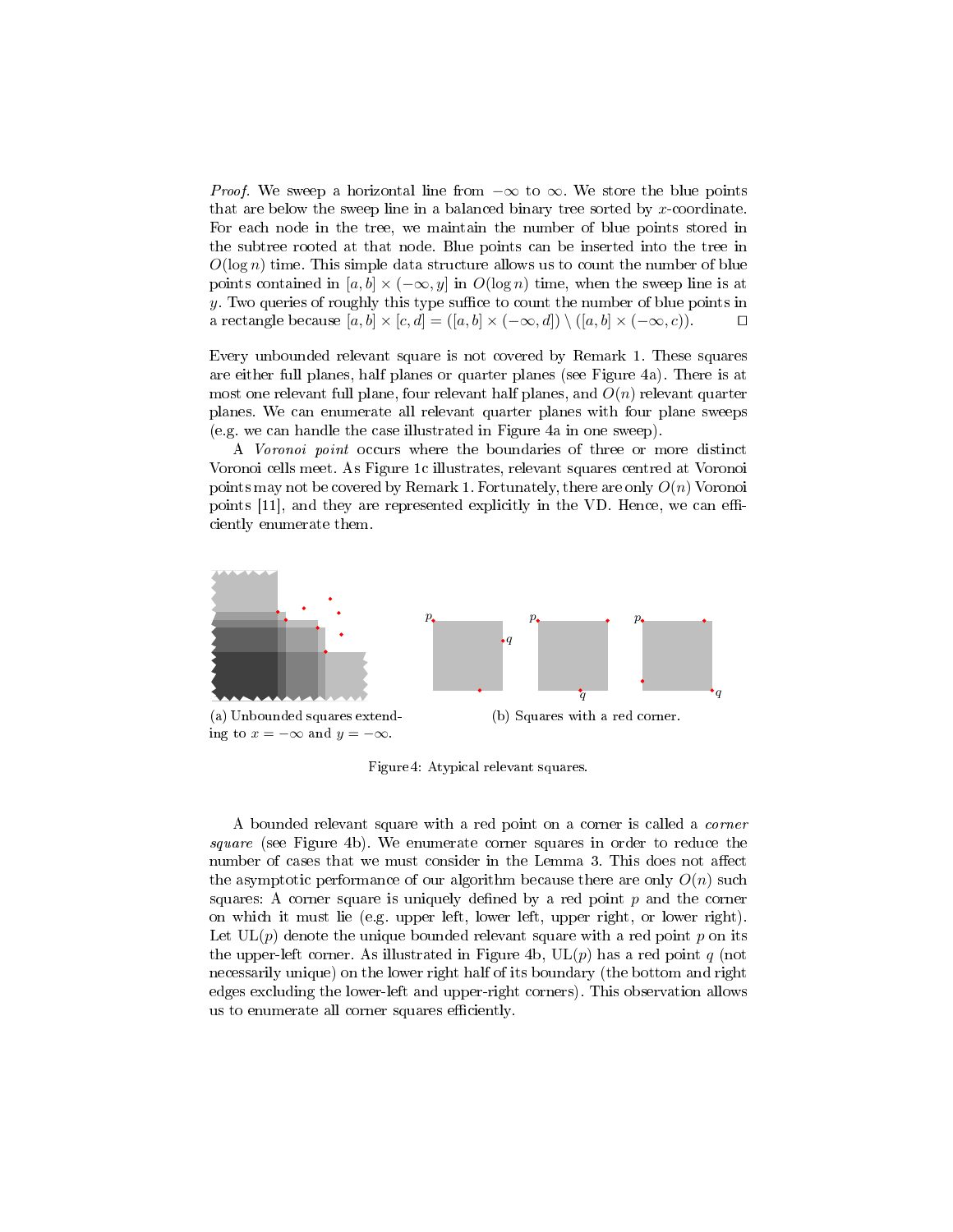*Proof.* We sweep a horizontal line from $-\infty$ to $\infty$. We store the blue points that are below the sweep line in a balanced binary tree sorted by $x$-coordinate. For each node in the tree, we maintain the number of blue points stored in the subtree rooted at that node. Blue points can be inserted into the tree in $O(\log n)$ time. This simple data structure allows us to count the number of blue points contained in $[a, b] \times (-\infty, y]$ in $O(\log n)$ time, when the sweep line is at $y$. Two queries of roughly this type suffice to count the number of blue points in a rectangle because $[a, b] \times [c, d] = ([a, b] \times (-\infty, d]) \setminus ([a, b] \times (-\infty, c))$. □

Every unbounded relevant square is not covered by Remark 1. These squares are either full planes, half planes or quarter planes (see Figure 4a). There is at most one relevant full plane, four relevant half planes, and $O(n)$ relevant quarter planes. We can enumerate all relevant quarter planes with four plane sweeps (e.g. we can handle the case illustrated in Figure 4a in one sweep).

A *Voronoi point* occurs where the boundaries of three or more distinct Voronoi cells meet. As Figure 1c illustrates, relevant squares centred at Voronoi points may not be covered by Remark 1. Fortunately, there are only $O(n)$ Voronoi points [11], and they are represented explicitly in the VD. Hence, we can efficiently enumerate them.

(a) Unbounded squares extending to $x = -\infty$ and $y = -\infty$.

p q p q p q

(b) Squares with a red corner.

Figure 4: Atypical relevant squares.

A bounded relevant square with a red point on a corner is called a *corner square* (see Figure 4b). We enumerate corner squares in order to reduce the number of cases that we must consider in the Lemma 3. This does not affect the asymptotic performance of our algorithm because there are only $O(n)$ such squares: A corner square is uniquely defined by a red point $p$ and the corner on which it must lie (e.g. upper left, lower left, upper right, or lower right). Let $\text{UL}(p)$ denote the unique bounded relevant square with a red point $p$ on its the upper-left corner. As illustrated in Figure 4b, $\text{UL}(p)$ has a red point $q$ (not necessarily unique) on the lower right half of its boundary (the bottom and right edges excluding the lower-left and upper-right corners). This observation allows us to enumerate all corner squares efficiently.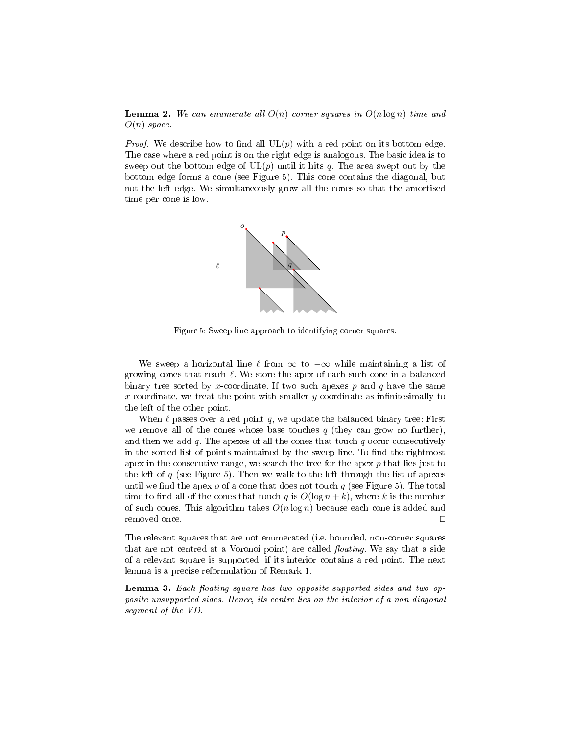**Lemma 2.** *We can enumerate all $O(n)$ corner squares in $O(n \log n)$ time and $O(n)$ space.*

*Proof.* We describe how to find all $\mathrm{UL}(p)$ with a red point on its bottom edge. The case where a red point is on the right edge is analogous. The basic idea is to sweep out the bottom edge of $\mathrm{UL}(p)$ until it hits $q$. The area swept out by the bottom edge forms a cone (see Figure 5). This cone contains the diagonal, but not the left edge. We simultaneously grow all the cones so that the amortised time per cone is low.

o

p

$\ell$

q

Figure 5: Sweep line approach to identifying corner squares.

We sweep a horizontal line $\ell$ from $\infty$ to $-\infty$ while maintaining a list of growing cones that reach $\ell$. We store the apex of each such cone in a balanced binary tree sorted by $x$-coordinate. If two such apexes $p$ and $q$ have the same $x$-coordinate, we treat the point with smaller $y$-coordinate as infinitesimally to the left of the other point.

When $\ell$ passes over a red point $q$, we update the balanced binary tree: First we remove all of the cones whose base touches $q$ (they can grow no further), and then we add $q$. The apexes of all the cones that touch $q$ occur consecutively in the sorted list of points maintained by the sweep line. To find the rightmost apex in the consecutive range, we search the tree for the apex $p$ that lies just to the left of $q$ (see Figure 5). Then we walk to the left through the list of apexes until we find the apex $o$ of a cone that does not touch $q$ (see Figure 5). The total time to find all of the cones that touch $q$ is $O(\log n + k)$, where $k$ is the number of such cones. This algorithm takes $O(n \log n)$ because each cone is added and removed once. □

The relevant squares that are not enumerated (i.e. bounded, non-corner squares that are not centred at a Voronoi point) are called *floating*. We say that a side of a relevant square is supported, if its interior contains a red point. The next lemma is a precise reformulation of Remark 1.

**Lemma 3.** *Each floating square has two opposite supported sides and two opposite unsupported sides. Hence, its centre lies on the interior of a non-diagonal segment of the VD.*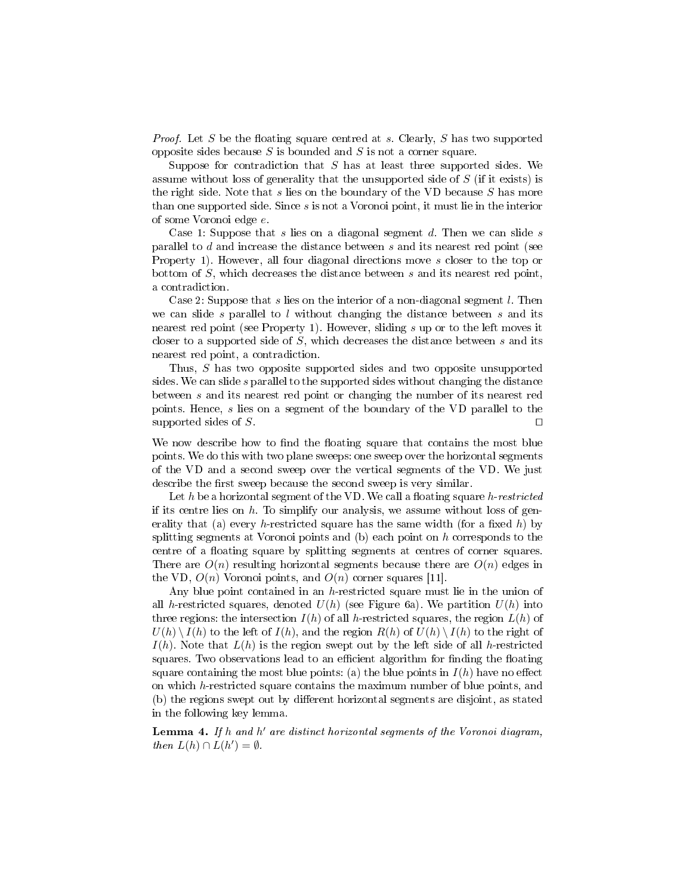*Proof.* Let $S$ be the floating square centred at $s$. Clearly, $S$ has two supported opposite sides because $S$ is bounded and $S$ is not a corner square.

Suppose for contradiction that $S$ has at least three supported sides. We assume without loss of generality that the unsupported side of $S$ (if it exists) is the right side. Note that $s$ lies on the boundary of the VD because $S$ has more than one supported side. Since $s$ is not a Voronoi point, it must lie in the interior of some Voronoi edge $e$.

Case 1: Suppose that $s$ lies on a diagonal segment $d$. Then we can slide $s$ parallel to $d$ and increase the distance between $s$ and its nearest red point (see Property 1). However, all four diagonal directions move $s$ closer to the top or bottom of $S$, which decreases the distance between $s$ and its nearest red point, a contradiction.

Case 2: Suppose that $s$ lies on the interior of a non-diagonal segment $l$. Then we can slide $s$ parallel to $l$ without changing the distance between $s$ and its nearest red point (see Property 1). However, sliding $s$ up or to the left moves it closer to a supported side of $S$, which decreases the distance between $s$ and its nearest red point, a contradiction.

Thus, $S$ has two opposite supported sides and two opposite unsupported sides. We can slide $s$ parallel to the supported sides without changing the distance between $s$ and its nearest red point or changing the number of its nearest red points. Hence, $s$ lies on a segment of the boundary of the VD parallel to the supported sides of $S$. □

We now describe how to find the floating square that contains the most blue points. We do this with two plane sweeps: one sweep over the horizontal segments of the VD and a second sweep over the vertical segments of the VD. We just describe the first sweep because the second sweep is very similar.

Let $h$ be a horizontal segment of the VD. We call a floating square *$h$-restricted* if its centre lies on $h$. To simplify our analysis, we assume without loss of generality that (a) every $h$-restricted square has the same width (for a fixed $h$) by splitting segments at Voronoi points and (b) each point on $h$ corresponds to the centre of a floating square by splitting segments at centres of corner squares. There are $O(n)$ resulting horizontal segments because there are $O(n)$ edges in the VD, $O(n)$ Voronoi points, and $O(n)$ corner squares [11].

Any blue point contained in an $h$-restricted square must lie in the union of all $h$-restricted squares, denoted $U(h)$ (see Figure 6a). We partition $U(h)$ into three regions: the intersection $I(h)$ of all $h$-restricted squares, the region $L(h)$ of $U(h) \setminus I(h)$ to the left of $I(h)$, and the region $R(h)$ of $U(h) \setminus I(h)$ to the right of $I(h)$. Note that $L(h)$ is the region swept out by the left side of all $h$-restricted squares. Two observations lead to an efficient algorithm for finding the floating square containing the most blue points: (a) the blue points in $I(h)$ have no effect on which $h$-restricted square contains the maximum number of blue points, and (b) the regions swept out by different horizontal segments are disjoint, as stated in the following key lemma.

**Lemma 4.** *If $h$ and $h'$ are distinct horizontal segments of the Voronoi diagram, then $L(h) \cap L(h') = \emptyset$.*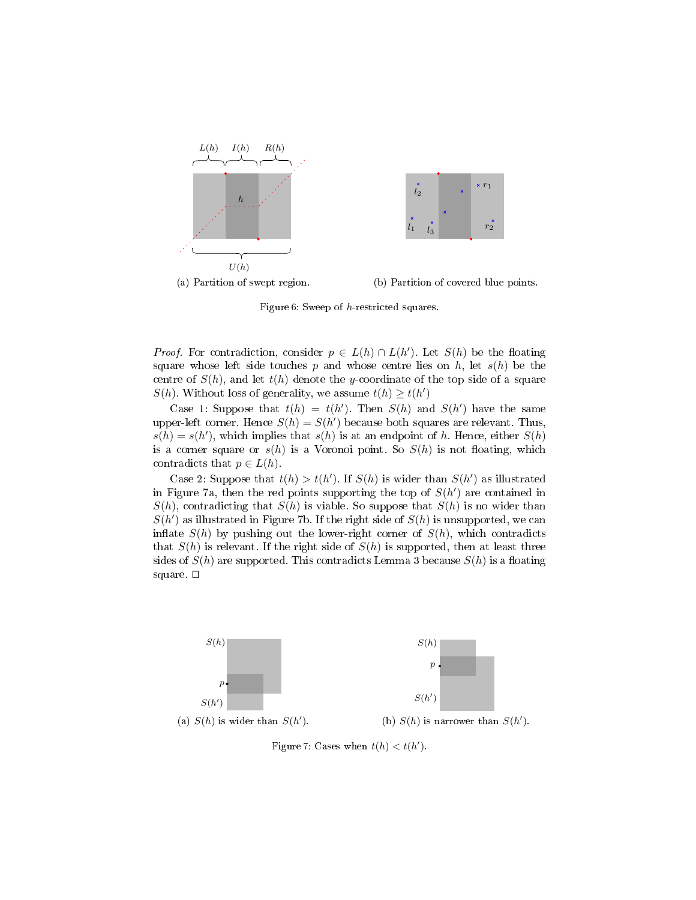$L(h)$ $I(h)$ $R(h)$

$h$

$U(h)$

(a) Partition of swept region.

$l_2$ $r_1$ $l_1$ $l_3$ $r_2$

(b) Partition of covered blue points.

Figure 6: Sweep of $h$-restricted squares.

*Proof.* For contradiction, consider $p \in L(h) \cap L(h')$. Let $S(h)$ be the floating square whose left side touches $p$ and whose centre lies on $h$, let $s(h)$ be the centre of $S(h)$, and let $t(h)$ denote the $y$-coordinate of the top side of a square $S(h)$. Without loss of generality, we assume $t(h) \geq t(h')$

Case 1: Suppose that $t(h) = t(h')$. Then $S(h)$ and $S(h')$ have the same upper-left corner. Hence $S(h) = S(h')$ because both squares are relevant. Thus, $s(h) = s(h')$, which implies that $s(h)$ is at an endpoint of $h$. Hence, either $S(h)$ is a corner square or $s(h)$ is a Voronoi point. So $S(h)$ is not floating, which contradicts that $p \in L(h)$.

Case 2: Suppose that $t(h) > t(h')$. If $S(h)$ is wider than $S(h')$ as illustrated in Figure 7a, then the red points supporting the top of $S(h')$ are contained in $S(h)$, contradicting that $S(h)$ is viable. So suppose that $S(h)$ is no wider than $S(h')$ as illustrated in Figure 7b. If the right side of $S(h)$ is unsupported, we can inflate $S(h)$ by pushing out the lower-right corner of $S(h)$, which contradicts that $S(h)$ is relevant. If the right side of $S(h)$ is supported, then at least three sides of $S(h)$ are supported. This contradicts Lemma 3 because $S(h)$ is a floating square. □

$S(h)$

$p$

$S(h')$

(a) $S(h)$ is wider than $S(h')$.

$S(h)$

$p$

$S(h')$

(b) $S(h)$ is narrower than $S(h')$.

Figure 7: Cases when $t(h) < t(h')$.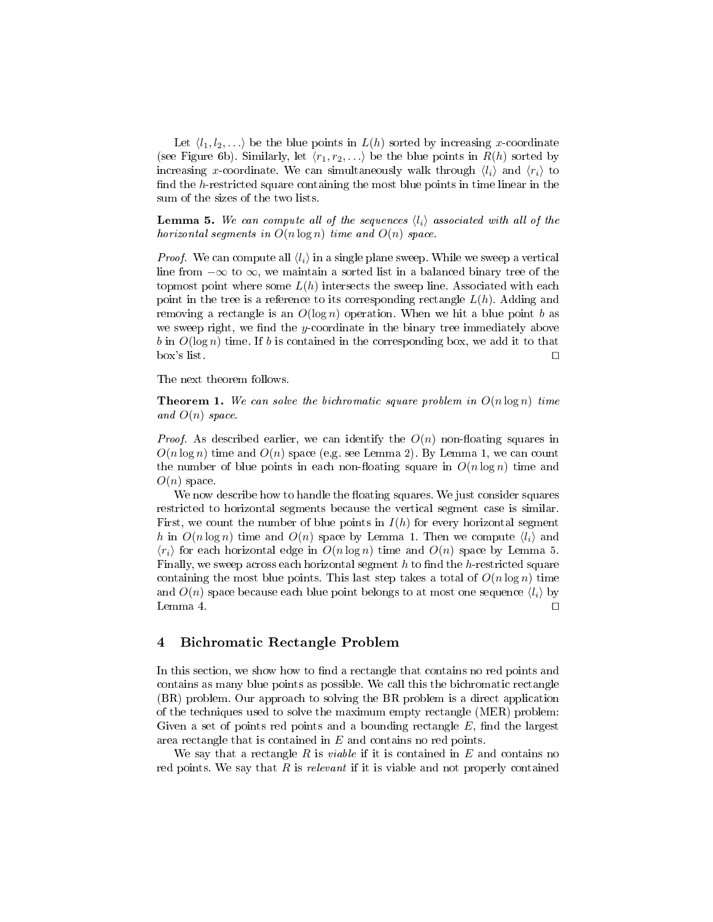Let $\langle l_1, l_2, \ldots \rangle$ be the blue points in $L(h)$ sorted by increasing $x$-coordinate (see Figure 6b). Similarly, let $\langle r_1, r_2, \ldots \rangle$ be the blue points in $R(h)$ sorted by increasing $x$-coordinate. We can simultaneously walk through $\langle l_i \rangle$ and $\langle r_i \rangle$ to find the $h$-restricted square containing the most blue points in time linear in the sum of the sizes of the two lists.

**Lemma 5.** *We can compute all of the sequences $\langle l_i \rangle$ associated with all of the horizontal segments in $O(n \log n)$ time and $O(n)$ space.*

*Proof.* We can compute all $\langle l_i \rangle$ in a single plane sweep. While we sweep a vertical line from $-\infty$ to $\infty$, we maintain a sorted list in a balanced binary tree of the topmost point where some $L(h)$ intersects the sweep line. Associated with each point in the tree is a reference to its corresponding rectangle $L(h)$. Adding and removing a rectangle is an $O(\log n)$ operation. When we hit a blue point $b$ as we sweep right, we find the $y$-coordinate in the binary tree immediately above $b$ in $O(\log n)$ time. If $b$ is contained in the corresponding box, we add it to that box's list. □

The next theorem follows.

**Theorem 1.** *We can solve the bichromatic square problem in $O(n \log n)$ time and $O(n)$ space.*

*Proof.* As described earlier, we can identify the $O(n)$ non-floating squares in $O(n \log n)$ time and $O(n)$ space (e.g. see Lemma 2). By Lemma 1, we can count the number of blue points in each non-floating square in $O(n \log n)$ time and $O(n)$ space.

We now describe how to handle the floating squares. We just consider squares restricted to horizontal segments because the vertical segment case is similar. First, we count the number of blue points in $I(h)$ for every horizontal segment $h$ in $O(n \log n)$ time and $O(n)$ space by Lemma 1. Then we compute $\langle l_i \rangle$ and $\langle r_i \rangle$ for each horizontal edge in $O(n \log n)$ time and $O(n)$ space by Lemma 5. Finally, we sweep across each horizontal segment $h$ to find the $h$-restricted square containing the most blue points. This last step takes a total of $O(n \log n)$ time and $O(n)$ space because each blue point belongs to at most one sequence $\langle l_i \rangle$ by Lemma 4. □

## 4 Bichromatic Rectangle Problem

In this section, we show how to find a rectangle that contains no red points and contains as many blue points as possible. We call this the bichromatic rectangle (BR) problem. Our approach to solving the BR problem is a direct application of the techniques used to solve the maximum empty rectangle (MER) problem: Given a set of points red points and a bounding rectangle $E$, find the largest area rectangle that is contained in $E$ and contains no red points.

We say that a rectangle $R$ is *viable* if it is contained in $E$ and contains no red points. We say that $R$ is *relevant* if it is viable and not properly contained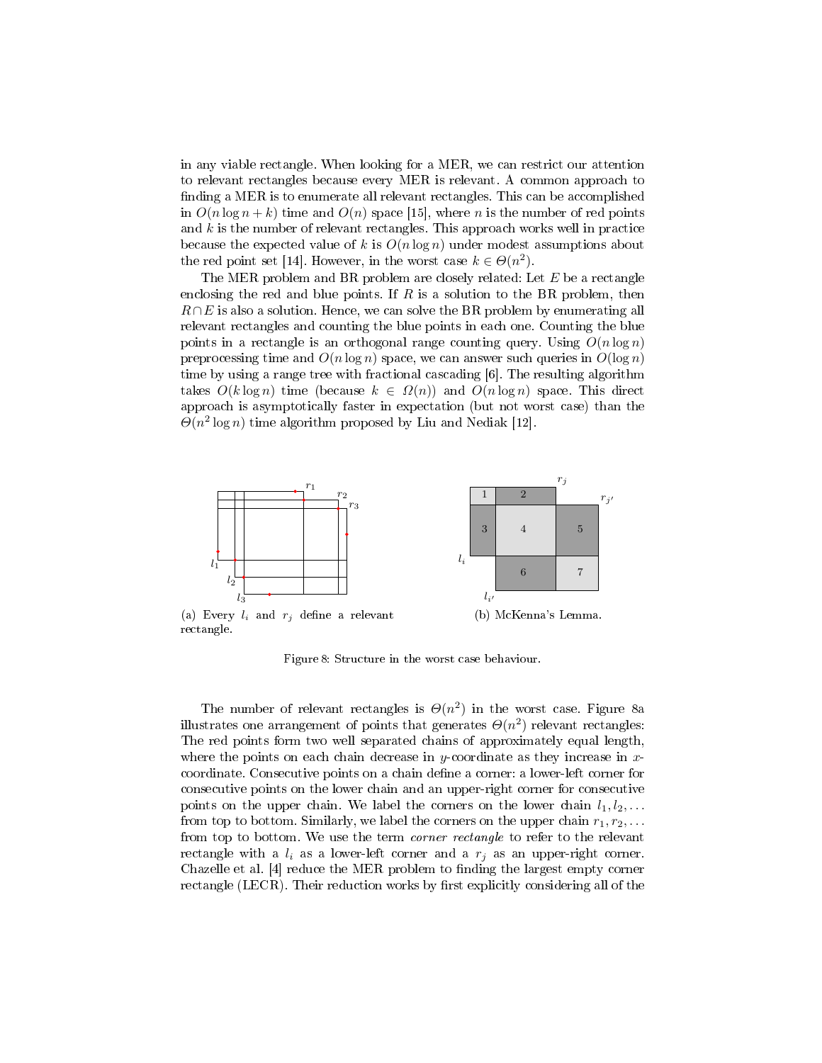in any viable rectangle. When looking for a MER, we can restrict our attention to relevant rectangles because every MER is relevant. A common approach to finding a MER is to enumerate all relevant rectangles. This can be accomplished in $O(n \log n + k)$ time and $O(n)$ space [15], where $n$ is the number of red points and $k$ is the number of relevant rectangles. This approach works well in practice because the expected value of $k$ is $O(n \log n)$ under modest assumptions about the red point set [14]. However, in the worst case $k \in \Theta(n^2)$.

The MER problem and BR problem are closely related: Let $E$ be a rectangle enclosing the red and blue points. If $R$ is a solution to the BR problem, then $R \cap E$ is also a solution. Hence, we can solve the BR problem by enumerating all relevant rectangles and counting the blue points in each one. Counting the blue points in a rectangle is an orthogonal range counting query. Using $O(n \log n)$ preprocessing time and $O(n \log n)$ space, we can answer such queries in $O(\log n)$ time by using a range tree with fractional cascading [6]. The resulting algorithm takes $O(k \log n)$ time (because $k \in \Omega(n)$) and $O(n \log n)$ space. This direct approach is asymptotically faster in expectation (but not worst case) than the $\Theta(n^2 \log n)$ time algorithm proposed by Liu and Nediak [12].

$r_1$ $r_2$ $r_3$ $l_1$ $l_2$ $l_3$

(a) Every $l_i$ and $r_j$ define a relevant rectangle.

$r_j$ $r_{j'}$ $l_i$ $l_{i'}$ 1 2 3 4 5 6 7

(b) McKenna's Lemma.

Figure 8: Structure in the worst case behaviour.

The number of relevant rectangles is $\Theta(n^2)$ in the worst case. Figure 8a illustrates one arrangement of points that generates $\Theta(n^2)$ relevant rectangles: The red points form two well separated chains of approximately equal length, where the points on each chain decrease in $y$-coordinate as they increase in $x$-coordinate. Consecutive points on a chain define a corner: a lower-left corner for consecutive points on the lower chain and an upper-right corner for consecutive points on the upper chain. We label the corners on the lower chain $l_1, l_2, \ldots$ from top to bottom. Similarly, we label the corners on the upper chain $r_1, r_2, \ldots$ from top to bottom. We use the term *corner rectangle* to refer to the relevant rectangle with a $l_i$ as a lower-left corner and a $r_j$ as an upper-right corner. Chazelle et al. [4] reduce the MER problem to finding the largest empty corner rectangle (LECR). Their reduction works by first explicitly considering all of the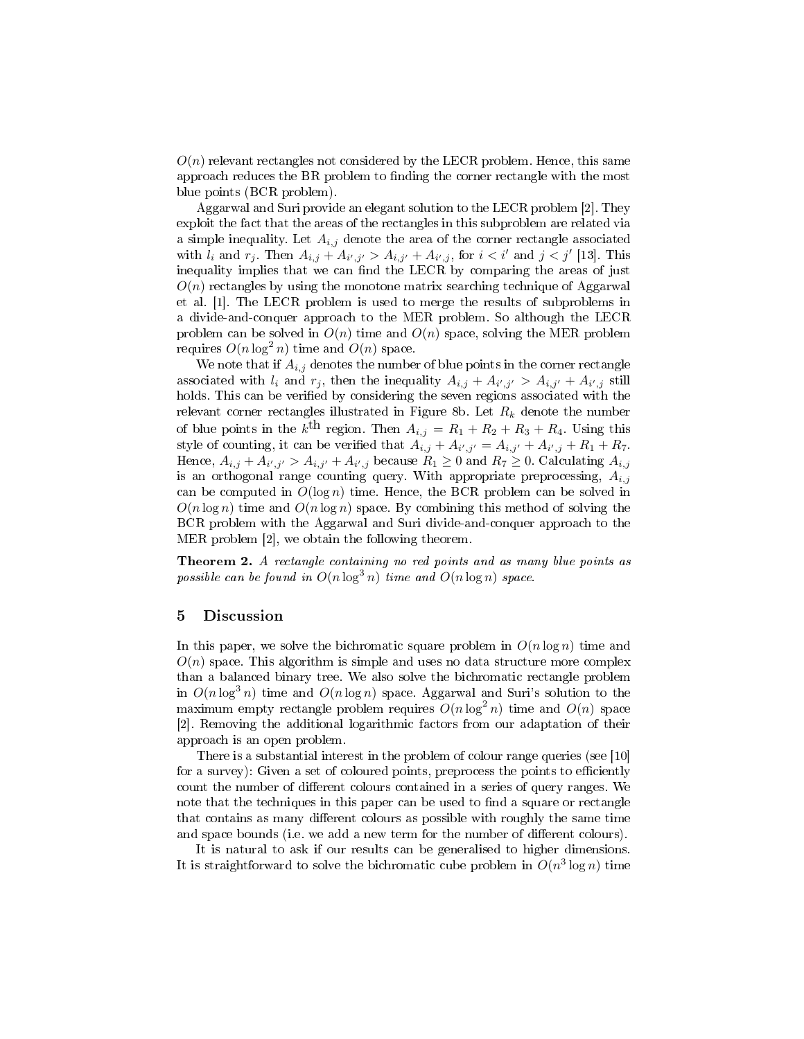$O(n)$ relevant rectangles not considered by the LECR problem. Hence, this same approach reduces the BR problem to finding the corner rectangle with the most blue points (BCR problem).

Aggarwal and Suri provide an elegant solution to the LECR problem [2]. They exploit the fact that the areas of the rectangles in this subproblem are related via a simple inequality. Let $A_{i,j}$ denote the area of the corner rectangle associated with $l_i$ and $r_j$. Then $A_{i,j} + A_{i',j'} > A_{i,j'} + A_{i',j}$, for $i < i'$ and $j < j'$ [13]. This inequality implies that we can find the LECR by comparing the areas of just $O(n)$ rectangles by using the monotone matrix searching technique of Aggarwal et al. [1]. The LECR problem is used to merge the results of subproblems in a divide-and-conquer approach to the MER problem. So although the LECR problem can be solved in $O(n)$ time and $O(n)$ space, solving the MER problem requires $O(n \log^2 n)$ time and $O(n)$ space.

We note that if $A_{i,j}$ denotes the number of blue points in the corner rectangle associated with $l_i$ and $r_j$, then the inequality $A_{i,j} + A_{i',j'} > A_{i,j'} + A_{i',j}$ still holds. This can be verified by considering the seven regions associated with the relevant corner rectangles illustrated in Figure 8b. Let $R_k$ denote the number of blue points in the $k^{\text{th}}$ region. Then $A_{i,j} = R_1 + R_2 + R_3 + R_4$. Using this style of counting, it can be verified that $A_{i,j} + A_{i',j'} = A_{i,j'} + A_{i',j} + R_1 + R_7$. Hence, $A_{i,j} + A_{i',j'} > A_{i,j'} + A_{i',j}$ because $R_1 \geq 0$ and $R_7 \geq 0$. Calculating $A_{i,j}$ is an orthogonal range counting query. With appropriate preprocessing, $A_{i,j}$ can be computed in $O(\log n)$ time. Hence, the BCR problem can be solved in $O(n \log n)$ time and $O(n \log n)$ space. By combining this method of solving the BCR problem with the Aggarwal and Suri divide-and-conquer approach to the MER problem [2], we obtain the following theorem.

**Theorem 2.** *A rectangle containing no red points and as many blue points as possible can be found in $O(n \log^3 n)$ time and $O(n \log n)$ space.*

## 5 Discussion

In this paper, we solve the bichromatic square problem in $O(n \log n)$ time and $O(n)$ space. This algorithm is simple and uses no data structure more complex than a balanced binary tree. We also solve the bichromatic rectangle problem in $O(n \log^3 n)$ time and $O(n \log n)$ space. Aggarwal and Suri's solution to the maximum empty rectangle problem requires $O(n \log^2 n)$ time and $O(n)$ space [2]. Removing the additional logarithmic factors from our adaptation of their approach is an open problem.

There is a substantial interest in the problem of colour range queries (see [10] for a survey): Given a set of coloured points, preprocess the points to efficiently count the number of different colours contained in a series of query ranges. We note that the techniques in this paper can be used to find a square or rectangle that contains as many different colours as possible with roughly the same time and space bounds (i.e. we add a new term for the number of different colours).

It is natural to ask if our results can be generalised to higher dimensions. It is straightforward to solve the bichromatic cube problem in $O(n^3 \log n)$ time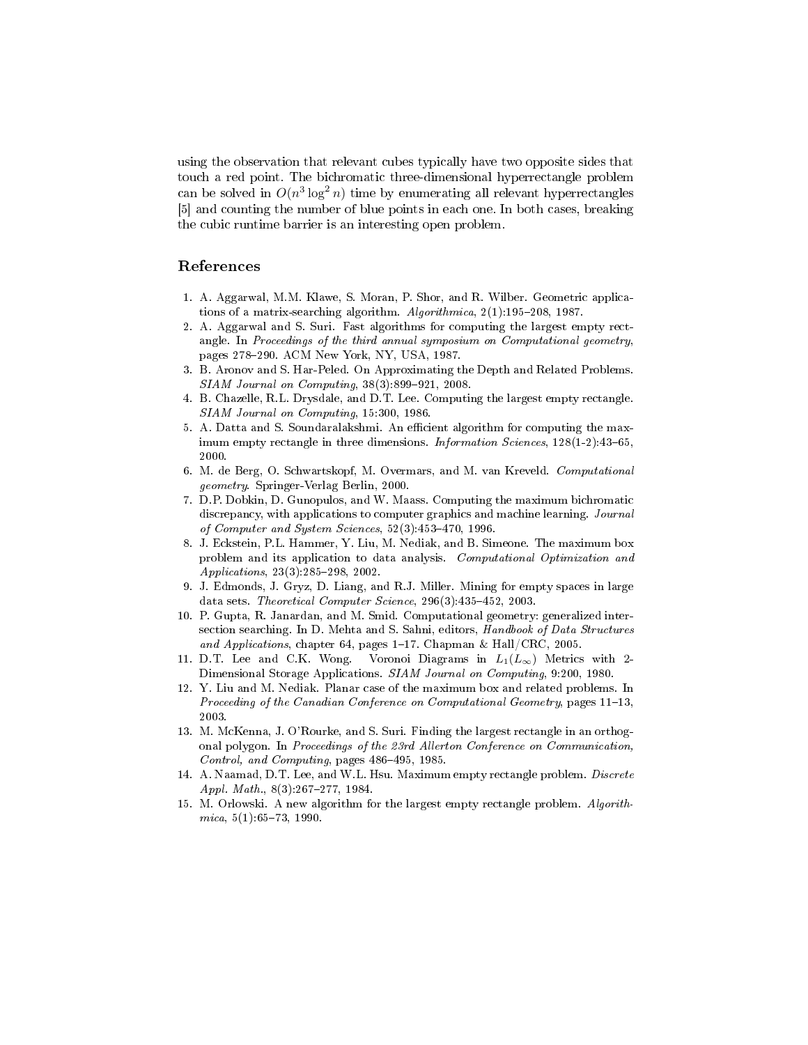using the observation that relevant cubes typically have two opposite sides that touch a red point. The bichromatic three-dimensional hyperrectangle problem can be solved in $O(n^3 \log^2 n)$ time by enumerating all relevant hyperrectangles [5] and counting the number of blue points in each one. In both cases, breaking the cubic runtime barrier is an interesting open problem.

## References

1. A. Aggarwal, M.M. Klawe, S. Moran, P. Shor, and R. Wilber. Geometric applications of a matrix-searching algorithm. *Algorithmica*, 2(1):195–208, 1987.
2. A. Aggarwal and S. Suri. Fast algorithms for computing the largest empty rectangle. In *Proceedings of the third annual symposium on Computational geometry*, pages 278–290. ACM New York, NY, USA, 1987.
3. B. Aronov and S. Har-Peled. On Approximating the Depth and Related Problems. *SIAM Journal on Computing*, 38(3):899–921, 2008.
4. B. Chazelle, R.L. Drysdale, and D.T. Lee. Computing the largest empty rectangle. *SIAM Journal on Computing*, 15:300, 1986.
5. A. Datta and S. Soundaralakshmi. An efficient algorithm for computing the maximum empty rectangle in three dimensions. *Information Sciences*, 128(1-2):43–65, 2000.
6. M. de Berg, O. Schwartskopf, M. Overmars, and M. van Kreveld. *Computational geometry*. Springer-Verlag Berlin, 2000.
7. D.P. Dobkin, D. Gunopulos, and W. Maass. Computing the maximum bichromatic discrepancy, with applications to computer graphics and machine learning. *Journal of Computer and System Sciences*, 52(3):453–470, 1996.
8. J. Eckstein, P.L. Hammer, Y. Liu, M. Nediak, and B. Simeone. The maximum box problem and its application to data analysis. *Computational Optimization and Applications*, 23(3):285–298, 2002.
9. J. Edmonds, J. Gryz, D. Liang, and R.J. Miller. Mining for empty spaces in large data sets. *Theoretical Computer Science*, 296(3):435–452, 2003.
10. P. Gupta, R. Janardan, and M. Smid. Computational geometry: generalized intersection searching. In D. Mehta and S. Sahni, editors, *Handbook of Data Structures and Applications*, chapter 64, pages 1–17. Chapman & Hall/CRC, 2005.
11. D.T. Lee and C.K. Wong. Voronoi Diagrams in $L_1(L_\infty)$ Metrics with 2-Dimensional Storage Applications. *SIAM Journal on Computing*, 9:200, 1980.
12. Y. Liu and M. Nediak. Planar case of the maximum box and related problems. In *Proceeding of the Canadian Conference on Computational Geometry*, pages 11–13, 2003.
13. M. McKenna, J. O'Rourke, and S. Suri. Finding the largest rectangle in an orthogonal polygon. In *Proceedings of the 23rd Allerton Conference on Communication, Control, and Computing*, pages 486–495, 1985.
14. A. Naamad, D.T. Lee, and W.L. Hsu. Maximum empty rectangle problem. *Discrete Appl. Math.*, 8(3):267–277, 1984.
15. M. Orlowski. A new algorithm for the largest empty rectangle problem. *Algorithmica*, 5(1):65–73, 1990.